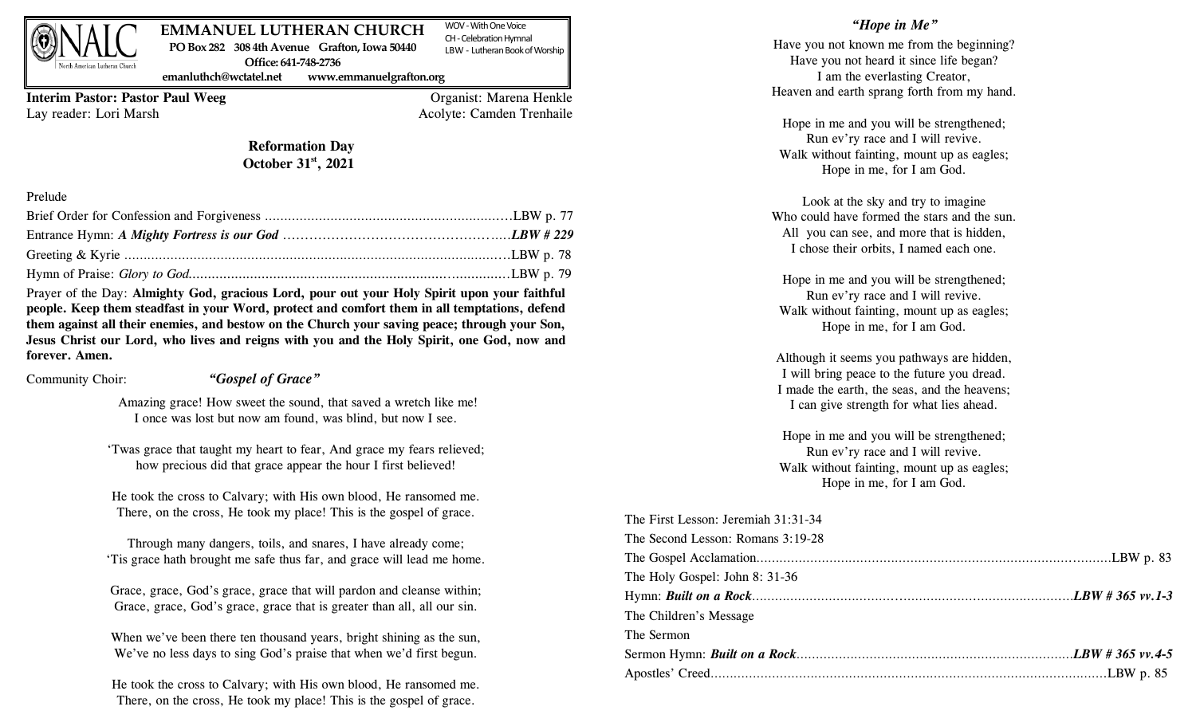# EMMANUEL LUTHERAN CHURCH

NALC North American Lutheran Church

PO Box 282 308 4th Avenue Grafton, Iowa 50440
Office: 641-748-2736
emanluthch@wctatel.net www.emmanuelgrafton.org

WOV - With One Voice
CH - Celebration Hymnal
LBW - Lutheran Book of Worship

**Interim Pastor: Pastor Paul Weeg** Organist: Marena Henkle
Lay reader: Lori Marsh Acolyte: Camden Trenhaile

## Reformation Day
## October 31st, 2021

Prelude

Brief Order for Confession and Forgiveness ........................................ LBW p. 77

Entrance Hymn: ***A Mighty Fortress is our God*** ........................................ ***LBW # 229***

Greeting & Kyrie ........................................ LBW p. 78

Hymn of Praise: *Glory to God*........................................ LBW p. 79

Prayer of the Day: **Almighty God, gracious Lord, pour out your Holy Spirit upon your faithful people. Keep them steadfast in your Word, protect and comfort them in all temptations, defend them against all their enemies, and bestow on the Church your saving peace; through your Son, Jesus Christ our Lord, who lives and reigns with you and the Holy Spirit, one God, now and forever. Amen.**

Community Choir: ***"Gospel of Grace"***

Amazing grace! How sweet the sound, that saved a wretch like me!
I once was lost but now am found, was blind, but now I see.

'Twas grace that taught my heart to fear, And grace my fears relieved;
how precious did that grace appear the hour I first believed!

He took the cross to Calvary; with His own blood, He ransomed me.
There, on the cross, He took my place! This is the gospel of grace.

Through many dangers, toils, and snares, I have already come;
'Tis grace hath brought me safe thus far, and grace will lead me home.

Grace, grace, God's grace, grace that will pardon and cleanse within;
Grace, grace, God's grace, grace that is greater than all, all our sin.

When we've been there ten thousand years, bright shining as the sun,
We've no less days to sing God's praise that when we'd first begun.

He took the cross to Calvary; with His own blood, He ransomed me.
There, on the cross, He took my place! This is the gospel of grace.

***"Hope in Me"***

Have you not known me from the beginning?
Have you not heard it since life began?
I am the everlasting Creator,
Heaven and earth sprang forth from my hand.

Hope in me and you will be strengthened;
Run ev'ry race and I will revive.
Walk without fainting, mount up as eagles;
Hope in me, for I am God.

Look at the sky and try to imagine
Who could have formed the stars and the sun.
All you can see, and more that is hidden,
I chose their orbits, I named each one.

Hope in me and you will be strengthened;
Run ev'ry race and I will revive.
Walk without fainting, mount up as eagles;
Hope in me, for I am God.

Although it seems you pathways are hidden,
I will bring peace to the future you dread.
I made the earth, the seas, and the heavens;
I can give strength for what lies ahead.

Hope in me and you will be strengthened;
Run ev'ry race and I will revive.
Walk without fainting, mount up as eagles;
Hope in me, for I am God.

The First Lesson: Jeremiah 31:31-34

The Second Lesson: Romans 3:19-28

The Gospel Acclamation........................................ LBW p. 83

The Holy Gospel: John 8: 31-36

Hymn: ***Built on a Rock***........................................ ***LBW # 365 vv.1-3***

The Children's Message

The Sermon

Sermon Hymn: ***Built on a Rock***........................................ ***LBW # 365 vv.4-5***

Apostles' Creed........................................ LBW p. 85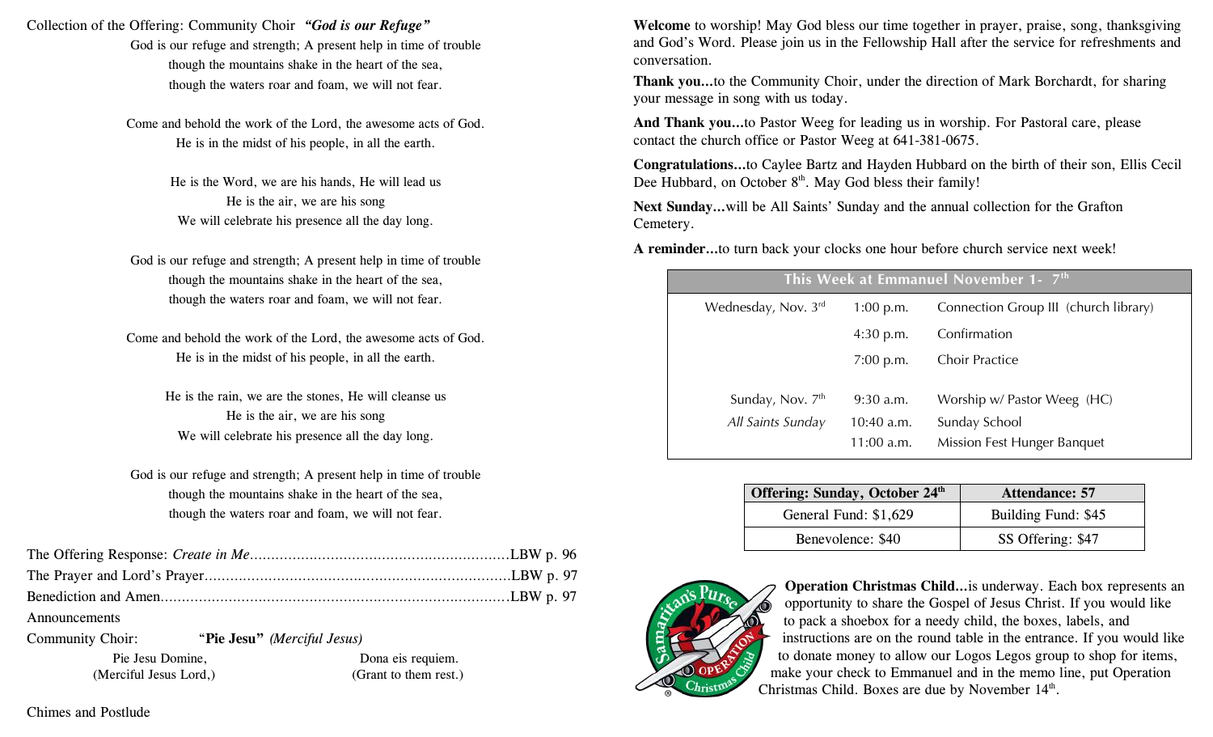Collection of the Offering: Community Choir ***"God is our Refuge"***

God is our refuge and strength; A present help in time of trouble
though the mountains shake in the heart of the sea,
though the waters roar and foam, we will not fear.

Come and behold the work of the Lord, the awesome acts of God.
He is in the midst of his people, in all the earth.

He is the Word, we are his hands, He will lead us
He is the air, we are his song
We will celebrate his presence all the day long.

God is our refuge and strength; A present help in time of trouble
though the mountains shake in the heart of the sea,
though the waters roar and foam, we will not fear.

Come and behold the work of the Lord, the awesome acts of God.
He is in the midst of his people, in all the earth.

He is the rain, we are the stones, He will cleanse us
He is the air, we are his song
We will celebrate his presence all the day long.

God is our refuge and strength; A present help in time of trouble
though the mountains shake in the heart of the sea,
though the waters roar and foam, we will not fear.

The Offering Response: *Create in Me*.............................................................LBW p. 96
The Prayer and Lord's Prayer........................................................................LBW p. 97
Benediction and Amen..................................................................................LBW p. 97
Announcements
Community Choir: "**Pie Jesu**" *(Merciful Jesus)*

| | |
|---|---|
| Pie Jesu Domine, (Merciful Jesus Lord,) | Dona eis requiem. (Grant to them rest.) |

Chimes and Postlude

**Welcome** to worship! May God bless our time together in prayer, praise, song, thanksgiving and God's Word. Please join us in the Fellowship Hall after the service for refreshments and conversation.

**Thank you...**to the Community Choir, under the direction of Mark Borchardt, for sharing your message in song with us today.

**And Thank you...**to Pastor Weeg for leading us in worship. For Pastoral care, please contact the church office or Pastor Weeg at 641-381-0675.

**Congratulations...**to Caylee Bartz and Hayden Hubbard on the birth of their son, Ellis Cecil Dee Hubbard, on October 8th. May God bless their family!

**Next Sunday...**will be All Saints' Sunday and the annual collection for the Grafton Cemetery.

**A reminder...**to turn back your clocks one hour before church service next week!

| This Week at Emmanuel November 1- 7th | | |
|---|---|---|
| Wednesday, Nov. 3rd | 1:00 p.m. | Connection Group III (church library) |
| | 4:30 p.m. | Confirmation |
| | 7:00 p.m. | Choir Practice |
| Sunday, Nov. 7th | 9:30 a.m. | Worship w/ Pastor Weeg (HC) |
| *All Saints Sunday* | 10:40 a.m. | Sunday School |
| | 11:00 a.m. | Mission Fest Hunger Banquet |

| Offering: Sunday, October 24th | Attendance: 57 |
|---|---|
| General Fund: $1,629 | Building Fund: $45 |
| Benevolence: $40 | SS Offering: $47 |

**Operation Christmas Child...**is underway. Each box represents an opportunity to share the Gospel of Jesus Christ. If you would like to pack a shoebox for a needy child, the boxes, labels, and instructions are on the round table in the entrance. If you would like to donate money to allow our Logos Legos group to shop for items, make your check to Emmanuel and in the memo line, put Operation Christmas Child. Boxes are due by November 14th.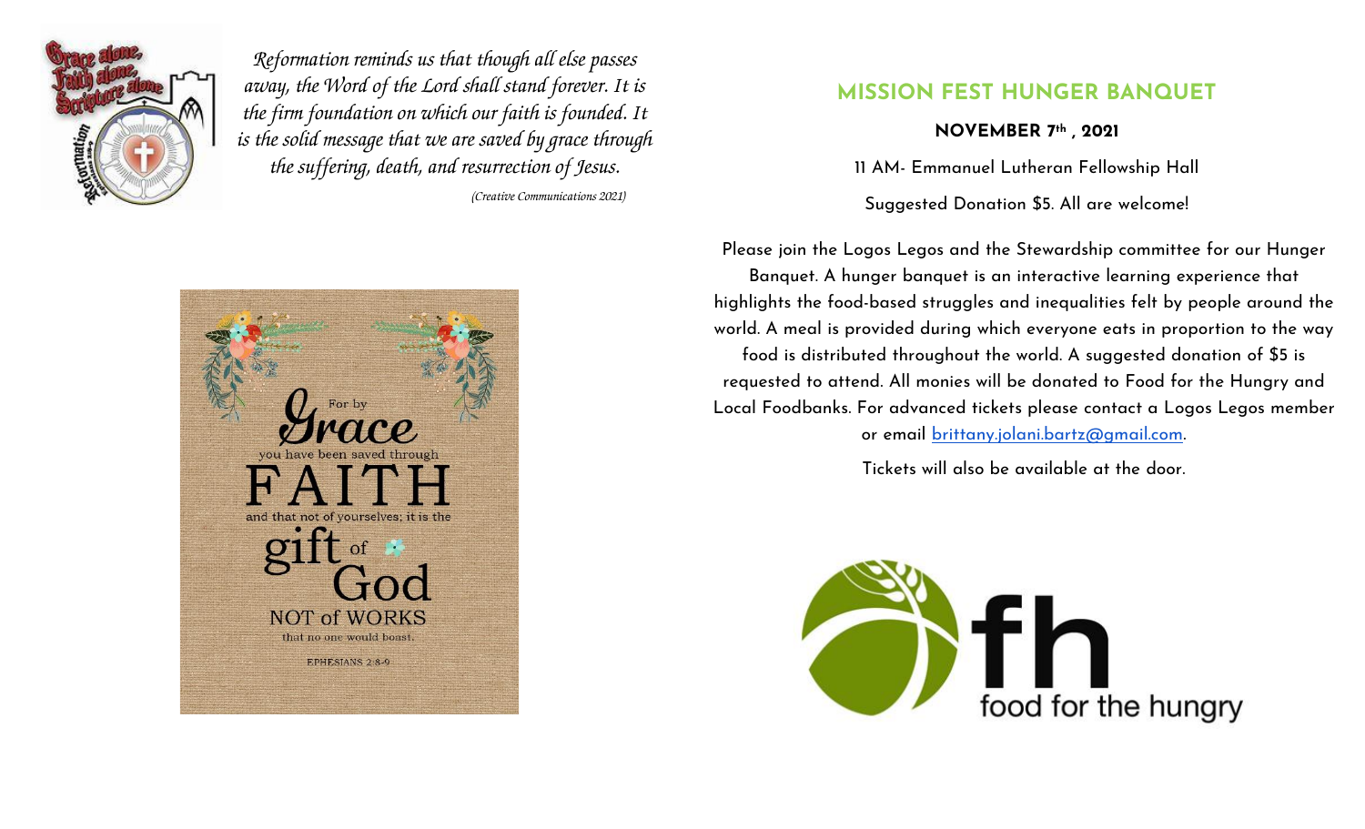*Reformation reminds us that though all else passes away, the Word of the Lord shall stand forever. It is the firm foundation on which our faith is founded. It is the solid message that we are saved by grace through the suffering, death, and resurrection of Jesus.*

*(Creative Communications 2021)*

## MISSION FEST HUNGER BANQUET

**NOVEMBER 7th , 2021**

11 AM- Emmanuel Lutheran Fellowship Hall

Suggested Donation $5. All are welcome!

Please join the Logos Legos and the Stewardship committee for our Hunger Banquet. A hunger banquet is an interactive learning experience that highlights the food-based struggles and inequalities felt by people around the world. A meal is provided during which everyone eats in proportion to the way food is distributed throughout the world. A suggested donation of $5 is requested to attend. All monies will be donated to Food for the Hungry and Local Foodbanks. For advanced tickets please contact a Logos Legos member or email brittany.jolani.bartz@gmail.com.

Tickets will also be available at the door.